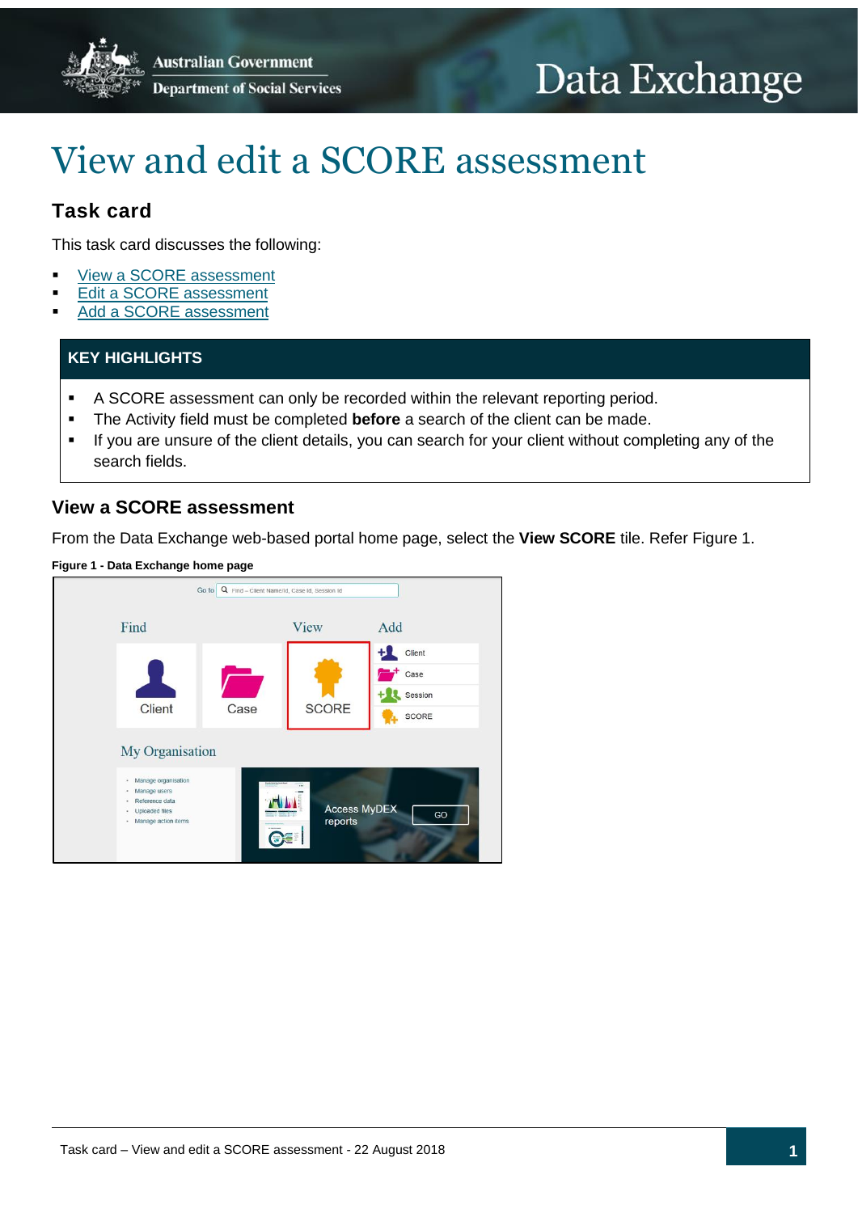# View and edit a SCORE assessment

## Task card

This task card discusses the following:

- View a SCORE assessment
- Edit a SCORE assessment
- Add a SCORE assessment

**KEY HIGHLIGHTS**

- A SCORE assessment can only be recorded within the relevant reporting period.
- The Activity field must be completed **before** a search of the client can be made.
- If you are unsure of the client details, you can search for your client without completing any of the search fields.

## View a SCORE assessment

From the Data Exchange web-based portal home page, select the **View SCORE** tile. Refer Figure 1.

**Figure 1 - Data Exchange home page**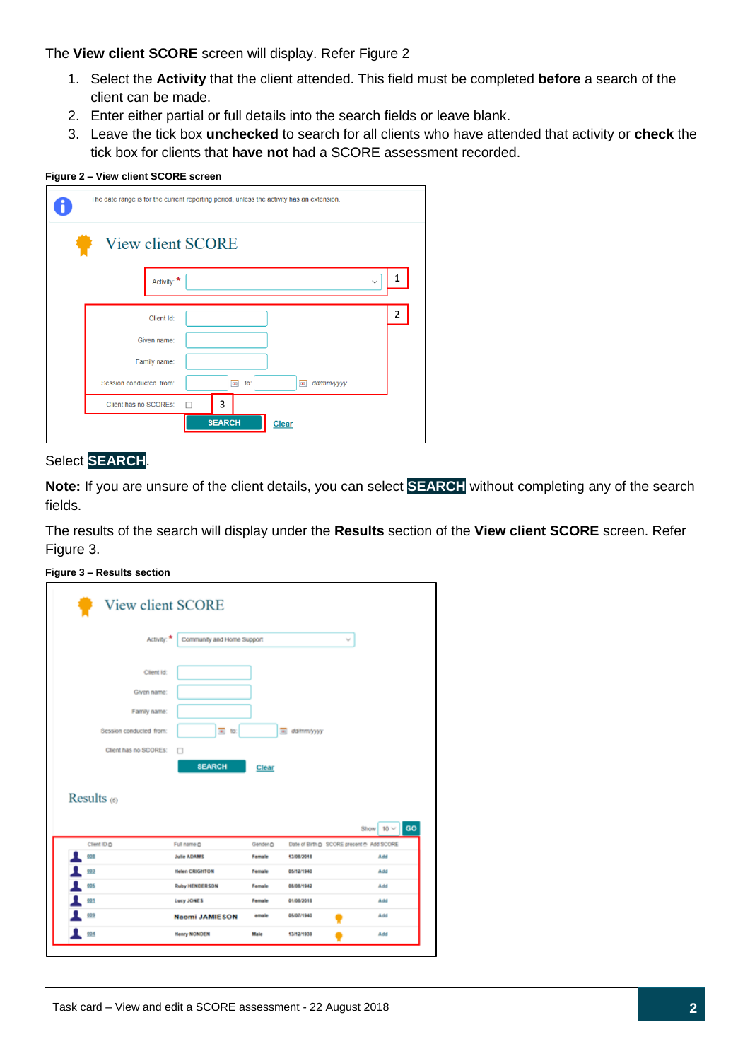The **View client SCORE** screen will display. Refer Figure 2

1. Select the **Activity** that the client attended. This field must be completed **before** a search of the client can be made.
2. Enter either partial or full details into the search fields or leave blank.
3. Leave the tick box **unchecked** to search for all clients who have attended that activity or **check** the tick box for clients that **have not** had a SCORE assessment recorded.

**Figure 2 – View client SCORE screen**

Select **SEARCH**.

**Note:** If you are unsure of the client details, you can select **SEARCH** without completing any of the search fields.

The results of the search will display under the **Results** section of the **View client SCORE** screen. Refer Figure 3.

**Figure 3 – Results section**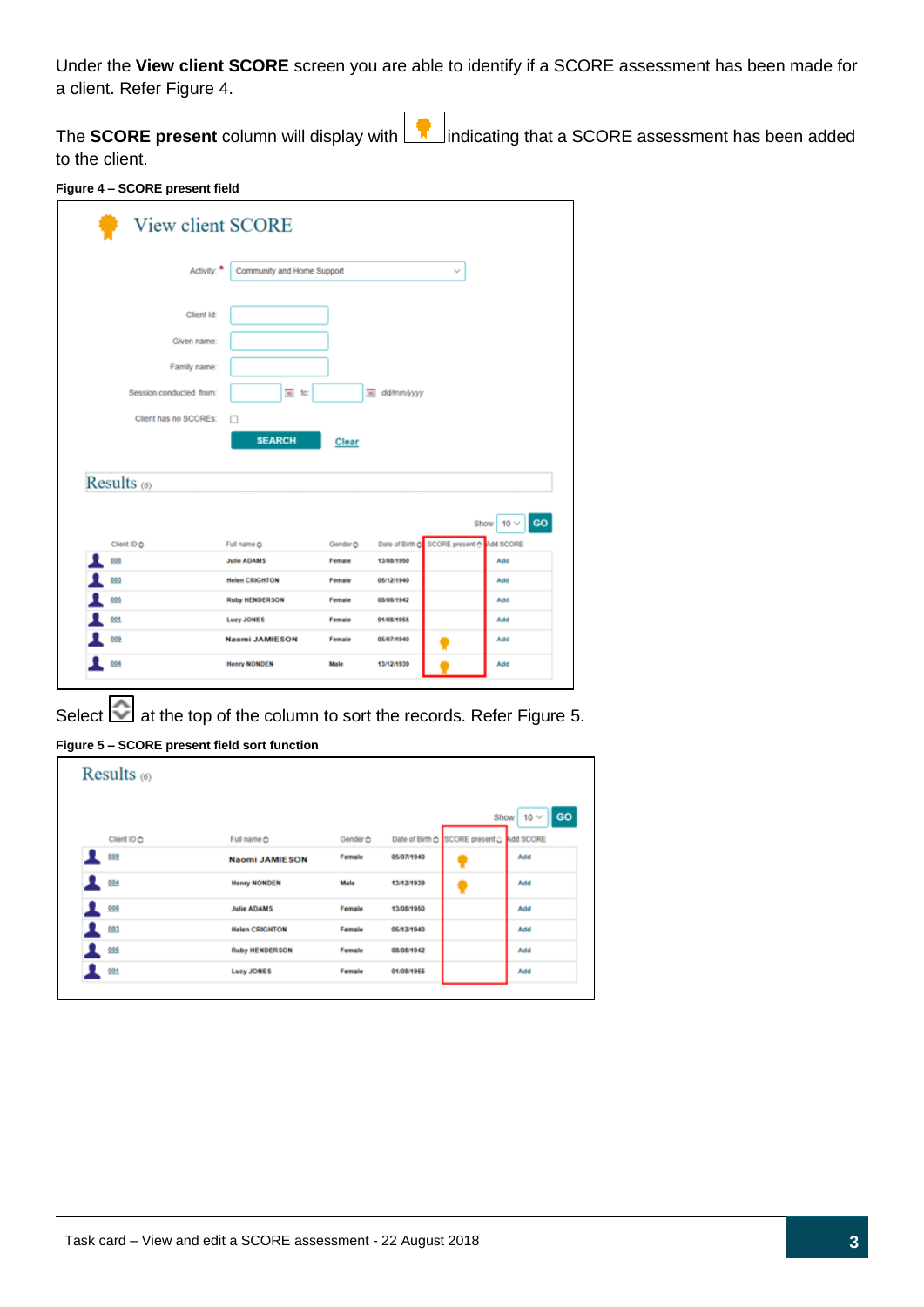Under the **View client SCORE** screen you are able to identify if a SCORE assessment has been made for a client. Refer Figure 4.

The **SCORE present** column will display with indicating that a SCORE assessment has been added to the client.

**Figure 4 – SCORE present field**

Select at the top of the column to sort the records. Refer Figure 5.

**Figure 5 – SCORE present field sort function**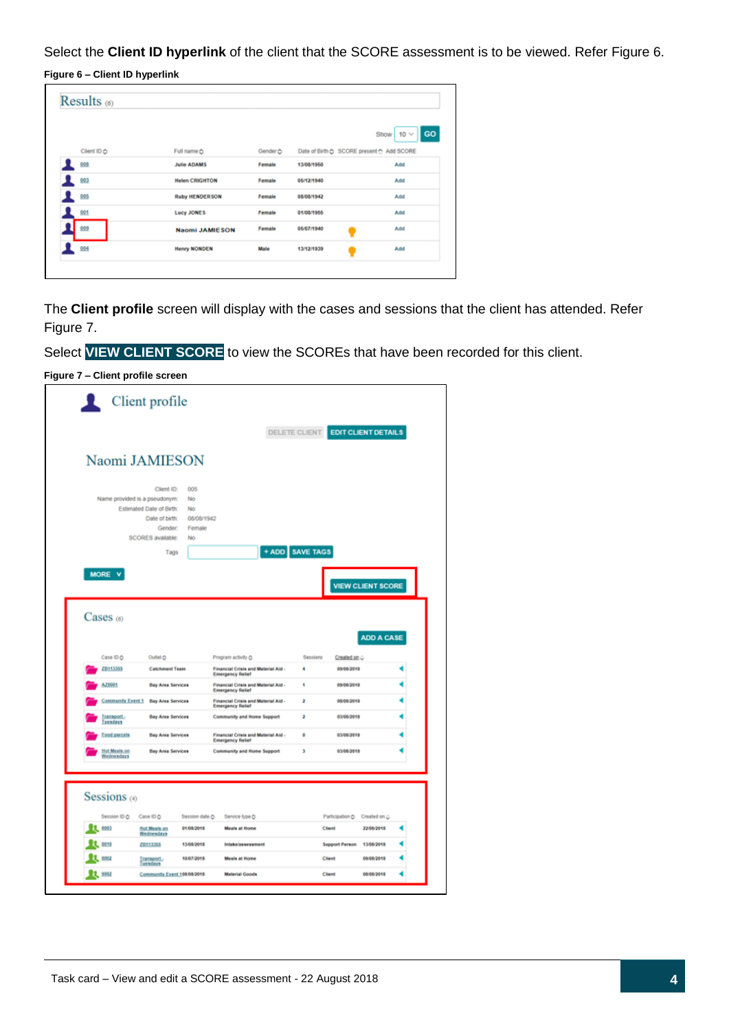Select the **Client ID hyperlink** of the client that the SCORE assessment is to be viewed. Refer Figure 6.

**Figure 6 – Client ID hyperlink**

The **Client profile** screen will display with the cases and sessions that the client has attended. Refer Figure 7.

Select **VIEW CLIENT SCORE** to view the SCOREs that have been recorded for this client.

**Figure 7 – Client profile screen**

Task card – View and edit a SCORE assessment - 22 August 2018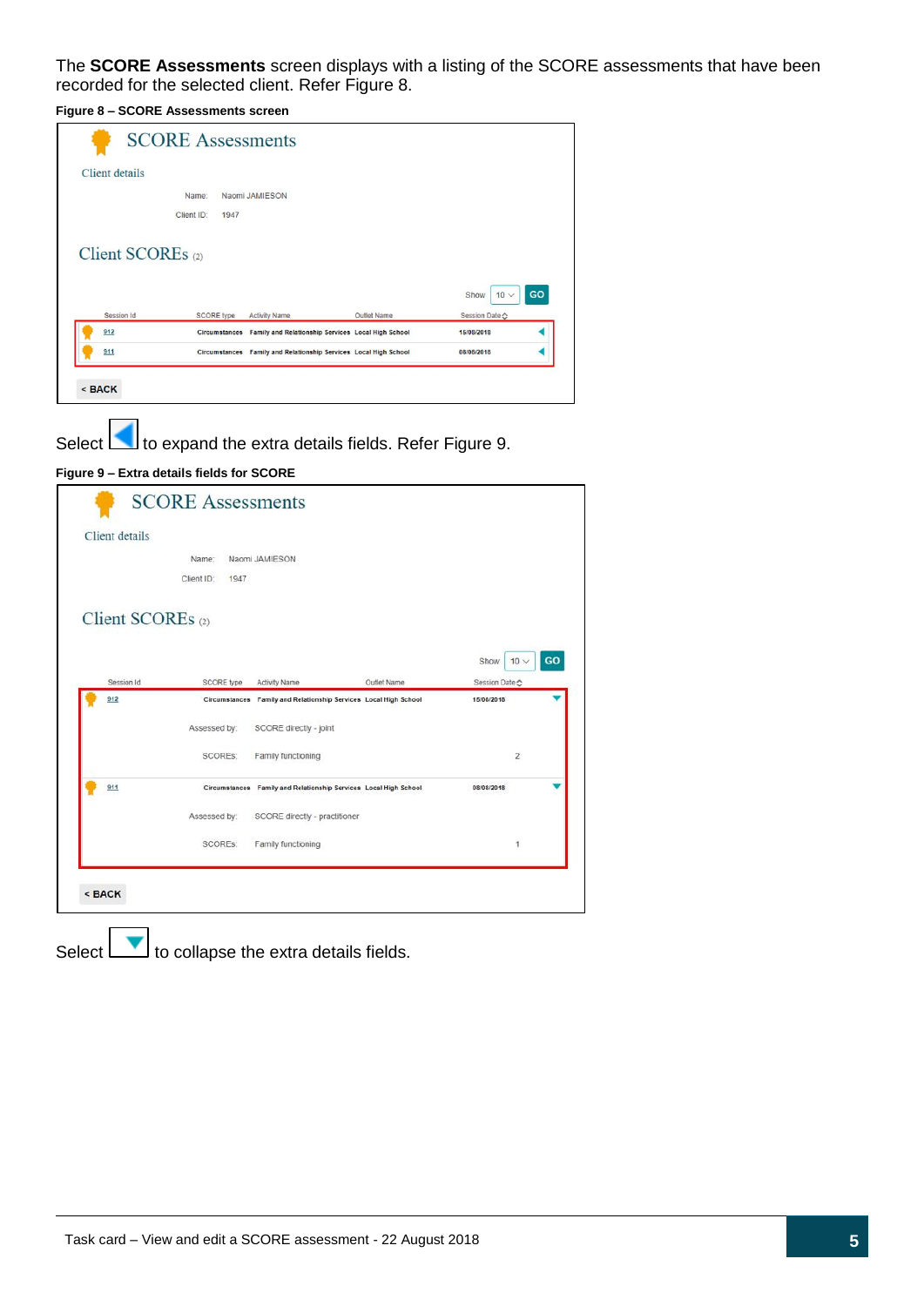The **SCORE Assessments** screen displays with a listing of the SCORE assessments that have been recorded for the selected client. Refer Figure 8.

**Figure 8 – SCORE Assessments screen**

# SCORE Assessments

Client details

Name: Naomi JAMIESON

Client ID: 1947

Client SCOREs (2)

Show 10 GO

| Session Id | SCORE type | Activity Name | Outlet Name | Session Date |
|---|---|---|---|---|
| 912 | Circumstances | Family and Relationship Services | Local High School | 15/08/2018 |
| 911 | Circumstances | Family and Relationship Services | Local High School | 08/08/2018 |

< BACK

Select ◀ to expand the extra details fields. Refer Figure 9.

**Figure 9 – Extra details fields for SCORE**

# SCORE Assessments

Client details

Name: Naomi JAMIESON

Client ID: 1947

Client SCOREs (2)

Show 10 GO

| Session Id | SCORE type | Activity Name | Outlet Name | Session Date |
|---|---|---|---|---|
| 912 | Circumstances | Family and Relationship Services | Local High School | 15/08/2018 |
| | Assessed by: | SCORE directly - joint | | |
| | SCORES: | Family functioning | | 2 |
| 911 | Circumstances | Family and Relationship Services | Local High School | 08/08/2018 |
| | Assessed by: | SCORE directly - practitioner | | |
| | SCORES: | Family functioning | | 1 |

< BACK

Select ▼ to collapse the extra details fields.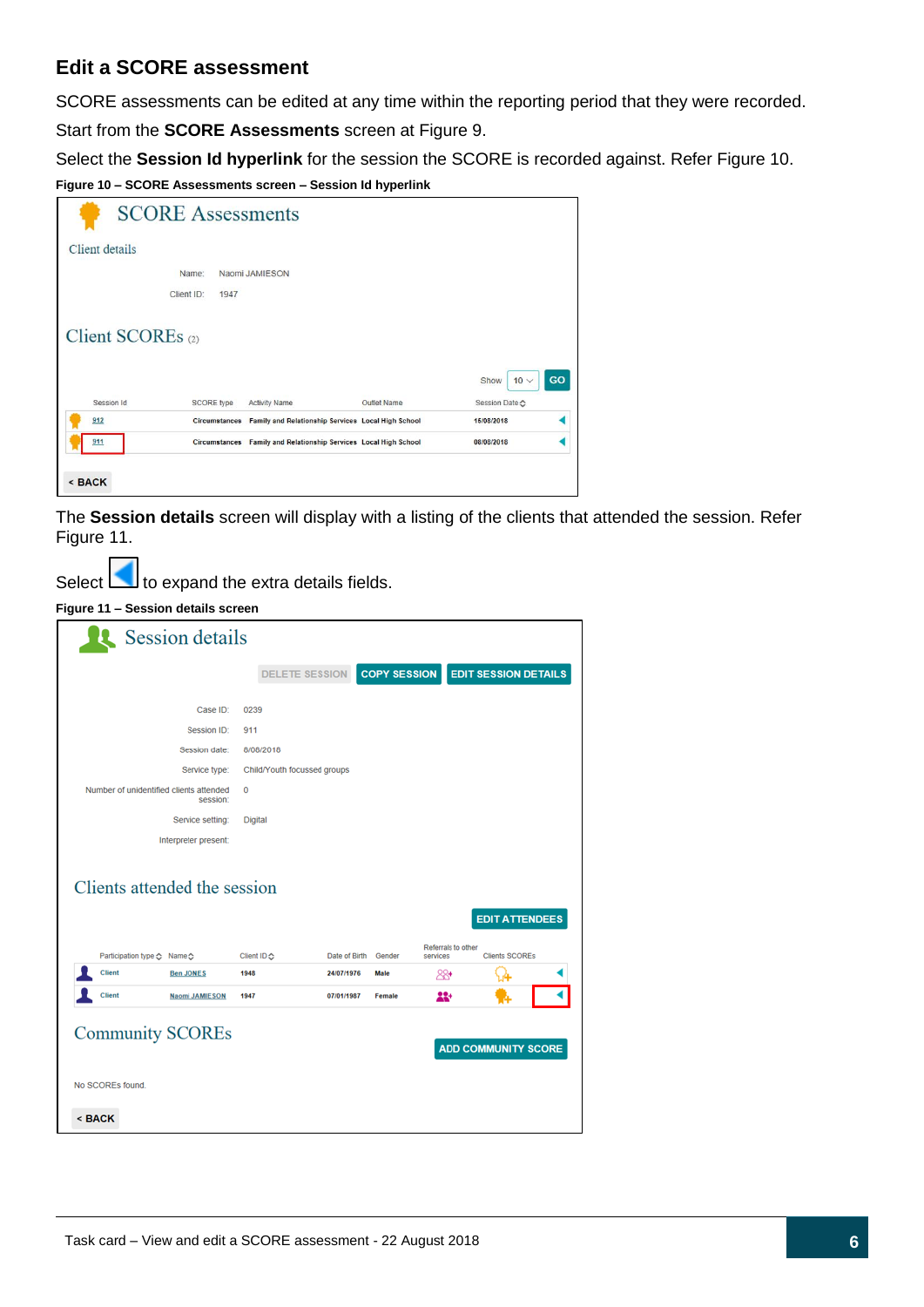## Edit a SCORE assessment

SCORE assessments can be edited at any time within the reporting period that they were recorded.

Start from the **SCORE Assessments** screen at Figure 9.

Select the **Session Id hyperlink** for the session the SCORE is recorded against. Refer Figure 10.

**Figure 10 – SCORE Assessments screen – Session Id hyperlink**

The **Session details** screen will display with a listing of the clients that attended the session. Refer Figure 11.

Select to expand the extra details fields.

**Figure 11 – Session details screen**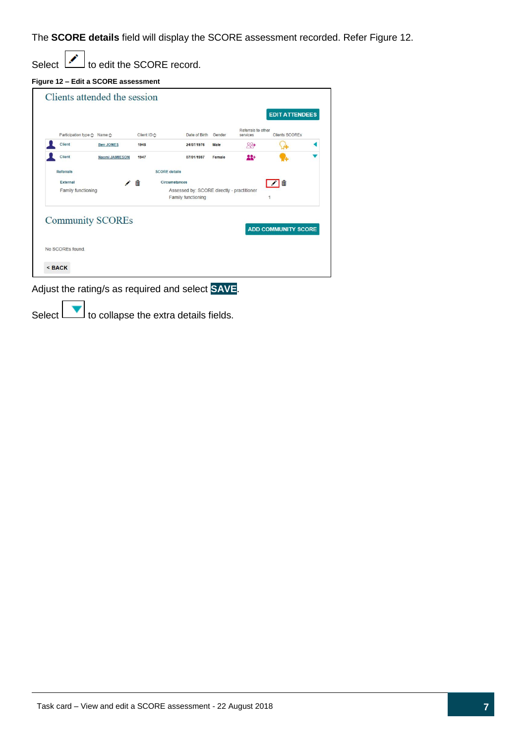The **SCORE details** field will display the SCORE assessment recorded. Refer Figure 12.

Select ✎ to edit the SCORE record.

**Figure 12 – Edit a SCORE assessment**

Adjust the rating/s as required and select **SAVE**.

Select ▼ to collapse the extra details fields.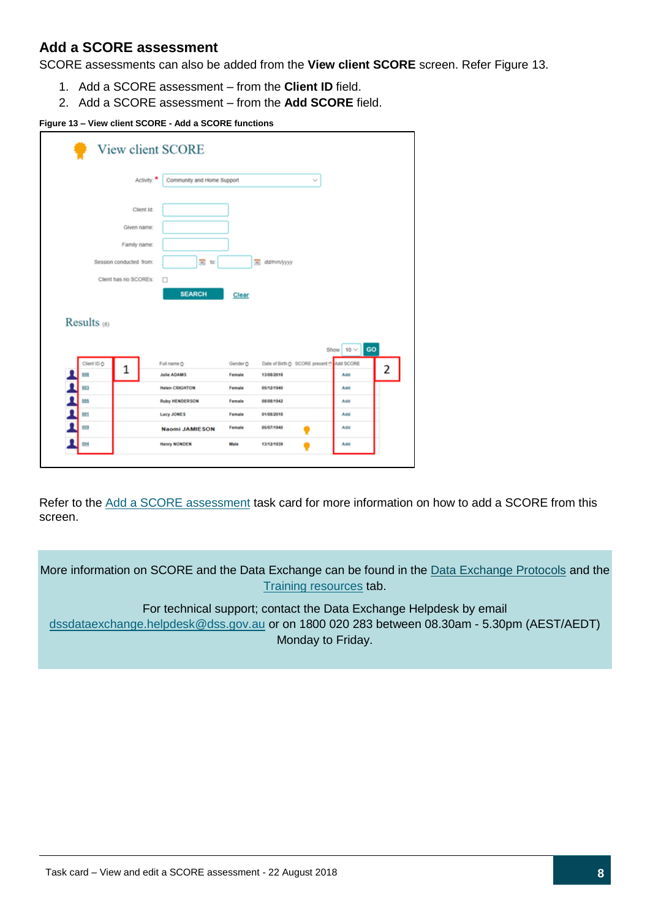## Add a SCORE assessment

SCORE assessments can also be added from the **View client SCORE** screen. Refer Figure 13.

1. Add a SCORE assessment – from the **Client ID** field.
2. Add a SCORE assessment – from the **Add SCORE** field.

**Figure 13 – View client SCORE - Add a SCORE functions**

Refer to the Add a SCORE assessment task card for more information on how to add a SCORE from this screen.

More information on SCORE and the Data Exchange can be found in the Data Exchange Protocols and the Training resources tab.

For technical support; contact the Data Exchange Helpdesk by email dssdataexchange.helpdesk@dss.gov.au or on 1800 020 283 between 08.30am - 5.30pm (AEST/AEDT) Monday to Friday.